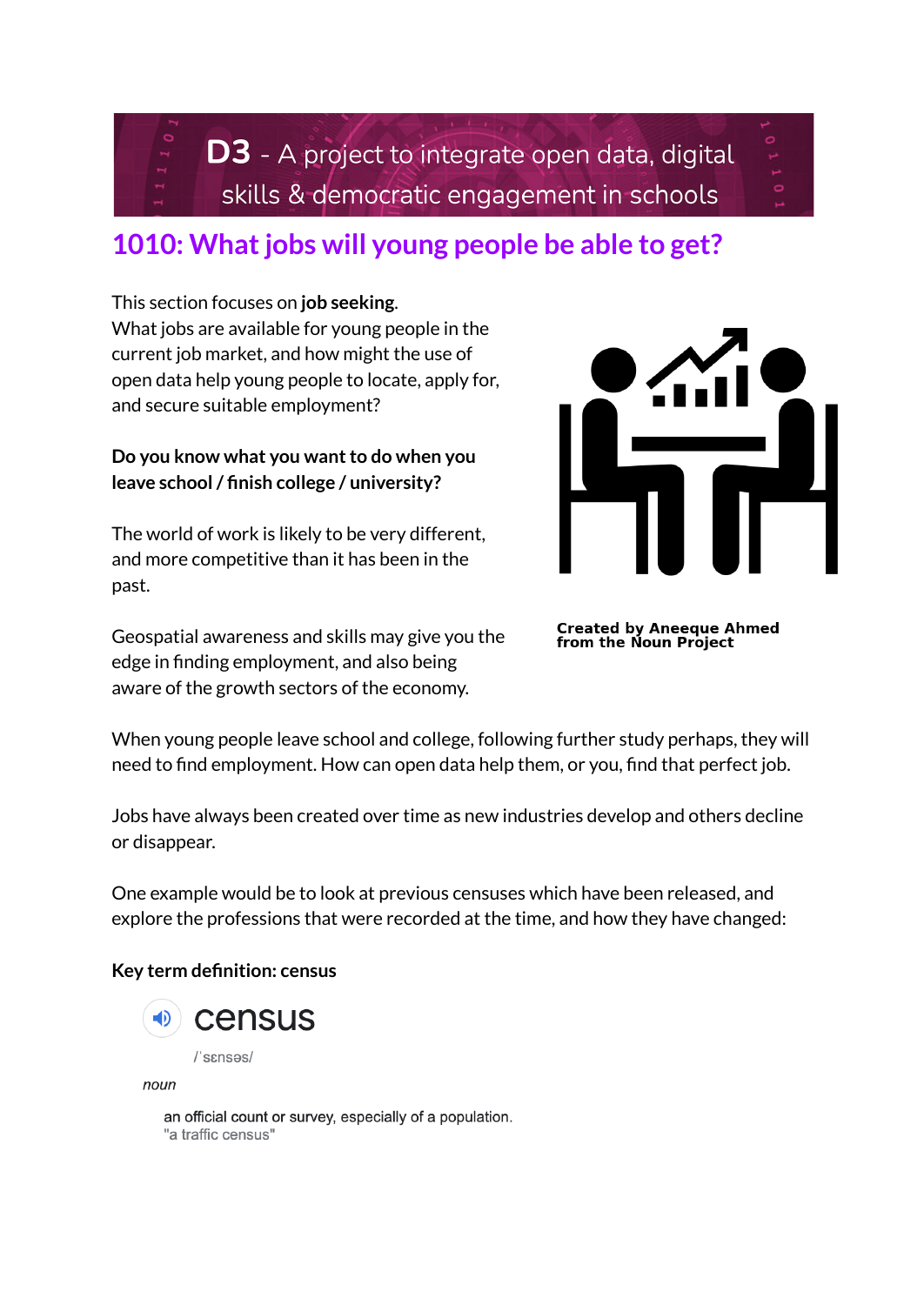**D3** - A project to integrate open data, digital skills & democratic engagement in schools

## 1010: What jobs will young people be able to get?

This section focuses on **job seeking**.
What jobs are available for young people in the current job market, and how might the use of open data help young people to locate, apply for, and secure suitable employment?

**Do you know what you want to do when you leave school / finish college / university?**

The world of work is likely to be very different, and more competitive than it has been in the past.

Geospatial awareness and skills may give you the edge in finding employment, and also being aware of the growth sectors of the economy.

**Created by Aneeque Ahmed from the Noun Project**

When young people leave school and college, following further study perhaps, they will need to find employment. How can open data help them, or you, find that perfect job.

Jobs have always been created over time as new industries develop and others decline or disappear.

One example would be to look at previous censuses which have been released, and explore the professions that were recorded at the time, and how they have changed:

**Key term definition: census**

census

/ˈsɛnsəs/

*noun*

an official count or survey, especially of a population.
"a traffic census"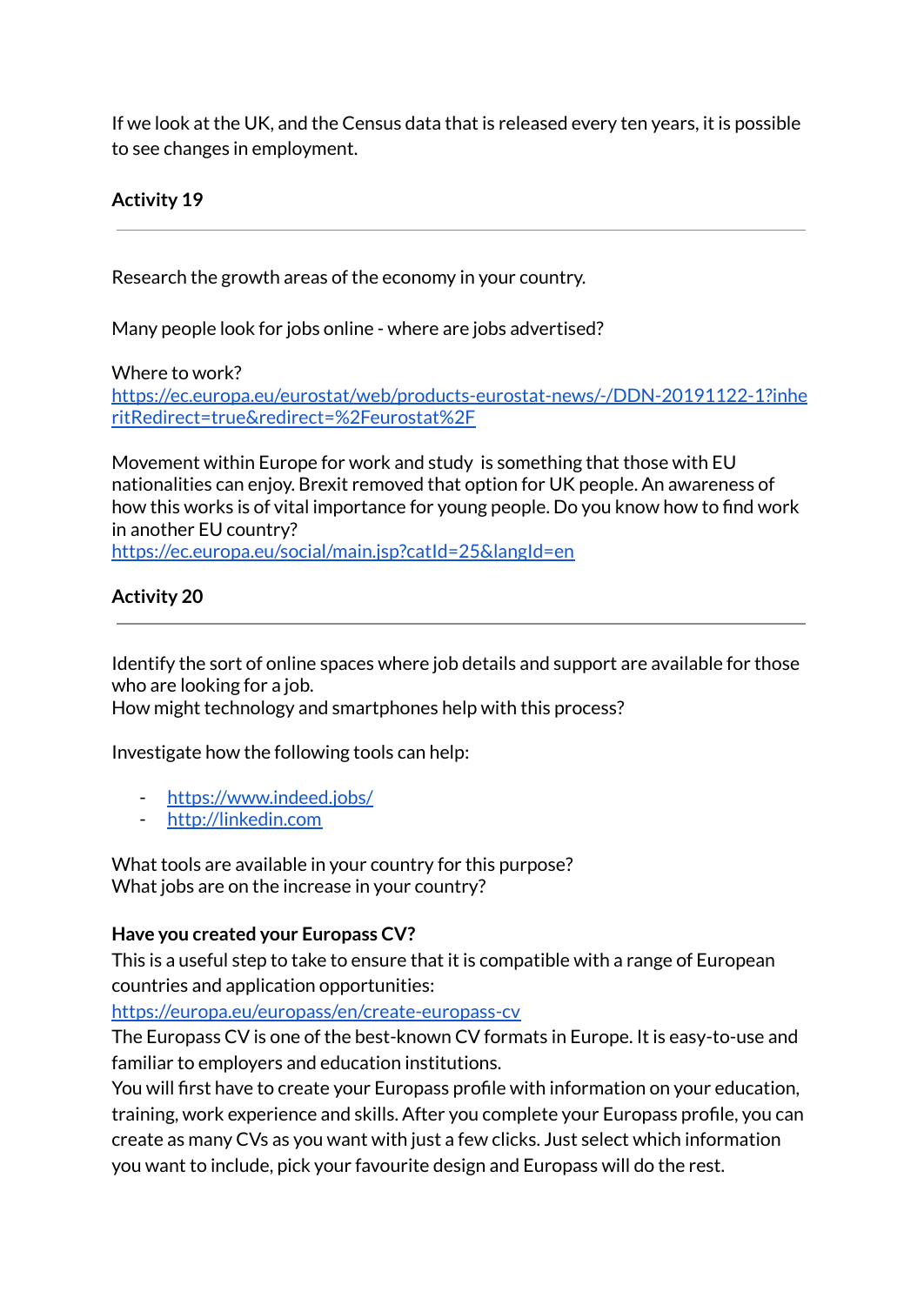If we look at the UK, and the Census data that is released every ten years, it is possible to see changes in employment.

**Activity 19**

---

Research the growth areas of the economy in your country.

Many people look for jobs online - where are jobs advertised?

Where to work?
[https://ec.europa.eu/eurostat/web/products-eurostat-news/-/DDN-20191122-1?inheritRedirect=true&redirect=%2Feurostat%2F](https://ec.europa.eu/eurostat/web/products-eurostat-news/-/DDN-20191122-1?inheritRedirect=true&redirect=%2Feurostat%2F)

Movement within Europe for work and study is something that those with EU nationalities can enjoy. Brexit removed that option for UK people. An awareness of how this works is of vital importance for young people. Do you know how to find work in another EU country?
[https://ec.europa.eu/social/main.jsp?catId=25&langId=en](https://ec.europa.eu/social/main.jsp?catId=25&langId=en)

**Activity 20**

---

Identify the sort of online spaces where job details and support are available for those who are looking for a job.
How might technology and smartphones help with this process?

Investigate how the following tools can help:

- [https://www.indeed.jobs/](https://www.indeed.jobs/)
- [http://linkedin.com](http://linkedin.com)

What tools are available in your country for this purpose?
What jobs are on the increase in your country?

**Have you created your Europass CV?**
This is a useful step to take to ensure that it is compatible with a range of European countries and application opportunities:
[https://europa.eu/europass/en/create-europass-cv](https://europa.eu/europass/en/create-europass-cv)
The Europass CV is one of the best-known CV formats in Europe. It is easy-to-use and familiar to employers and education institutions.
You will first have to create your Europass profile with information on your education, training, work experience and skills. After you complete your Europass profile, you can create as many CVs as you want with just a few clicks. Just select which information you want to include, pick your favourite design and Europass will do the rest.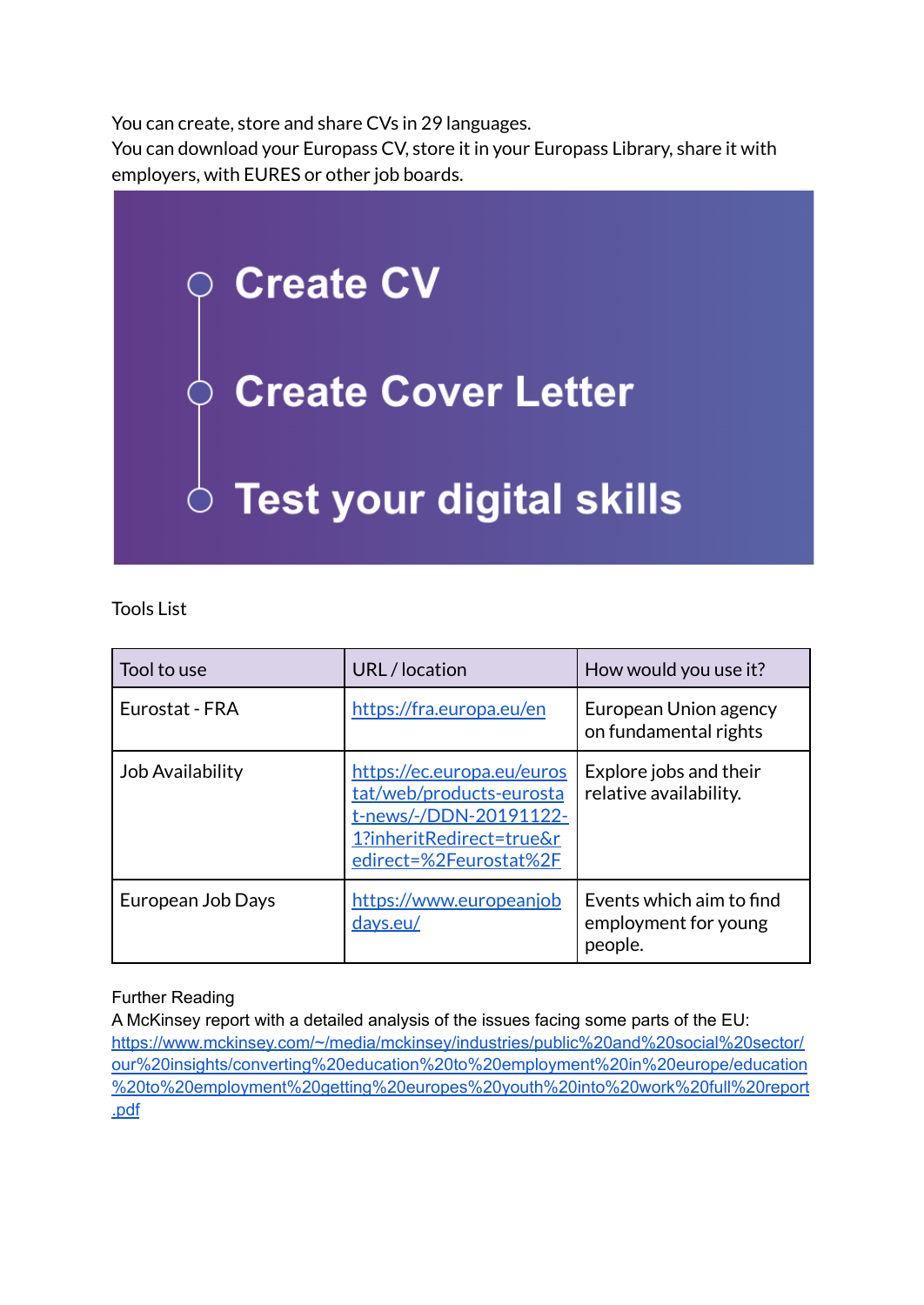You can create, store and share CVs in 29 languages.
You can download your Europass CV, store it in your Europass Library, share it with employers, with EURES or other job boards.

- Create CV
- Create Cover Letter
- Test your digital skills

Tools List

| Tool to use | URL / location | How would you use it? |
| --- | --- | --- |
| Eurostat - FRA | https://fra.europa.eu/en | European Union agency on fundamental rights |
| Job Availability | https://ec.europa.eu/eurostat/web/products-eurostat-news/-/DDN-20191122-1?inheritRedirect=true&redirect=%2Feurostat%2F | Explore jobs and their relative availability. |
| European Job Days | https://www.europeanjobdays.eu/ | Events which aim to find employment for young people. |

Further Reading
A McKinsey report with a detailed analysis of the issues facing some parts of the EU:
https://www.mckinsey.com/~/media/mckinsey/industries/public%20and%20social%20sector/our%20insights/converting%20education%20to%20employment%20in%20europe/education%20to%20employment%20getting%20europes%20youth%20into%20work%20full%20report.pdf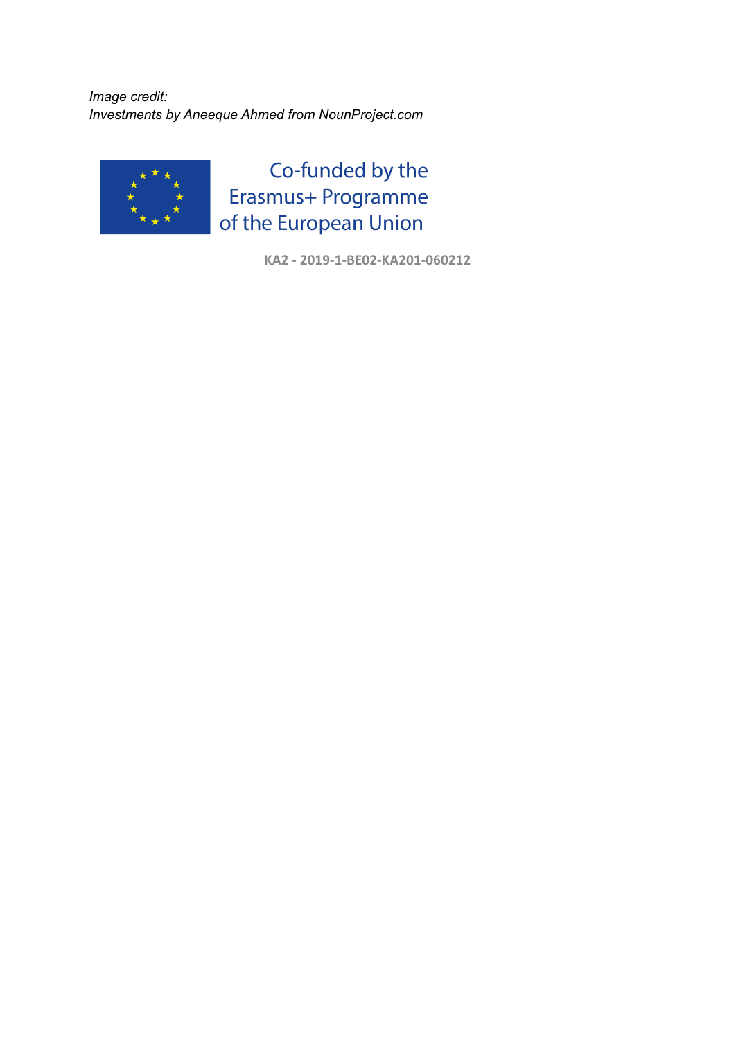*Image credit:*
*Investments by Aneeque Ahmed from NounProject.com*

Co-funded by the
Erasmus+ Programme
of the European Union

**KA2 - 2019-1-BE02-KA201-060212**